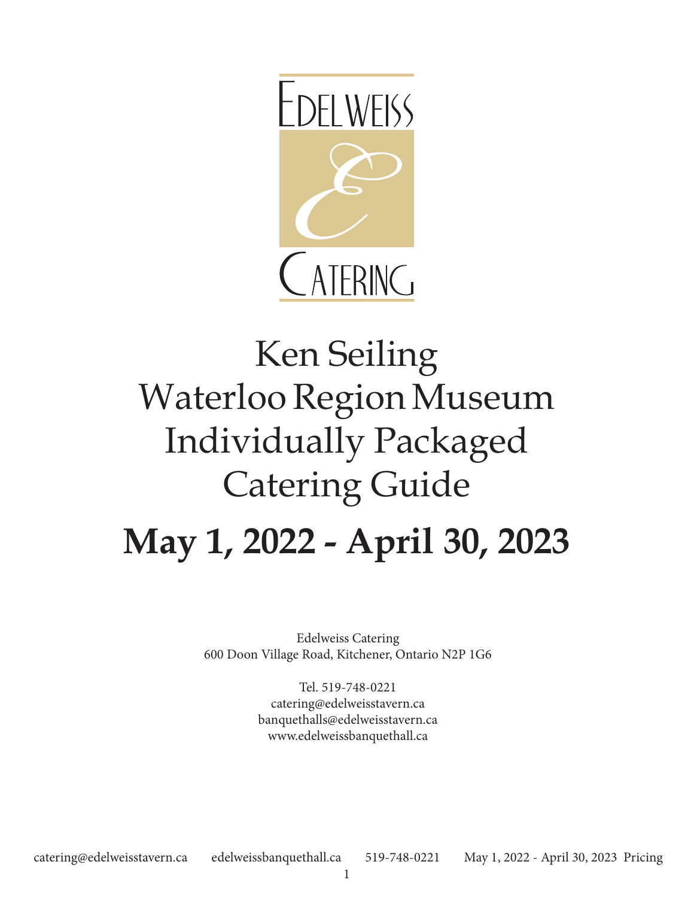# Edelweiss Catering

# Ken Seiling Waterloo Region Museum Individually Packaged Catering Guide

# May 1, 2022 - April 30, 2023

Edelweiss Catering
600 Doon Village Road, Kitchener, Ontario N2P 1G6

Tel. 519-748-0221
catering@edelweisstavern.ca
banquethalls@edelweisstavern.ca
www.edelweissbanquethall.ca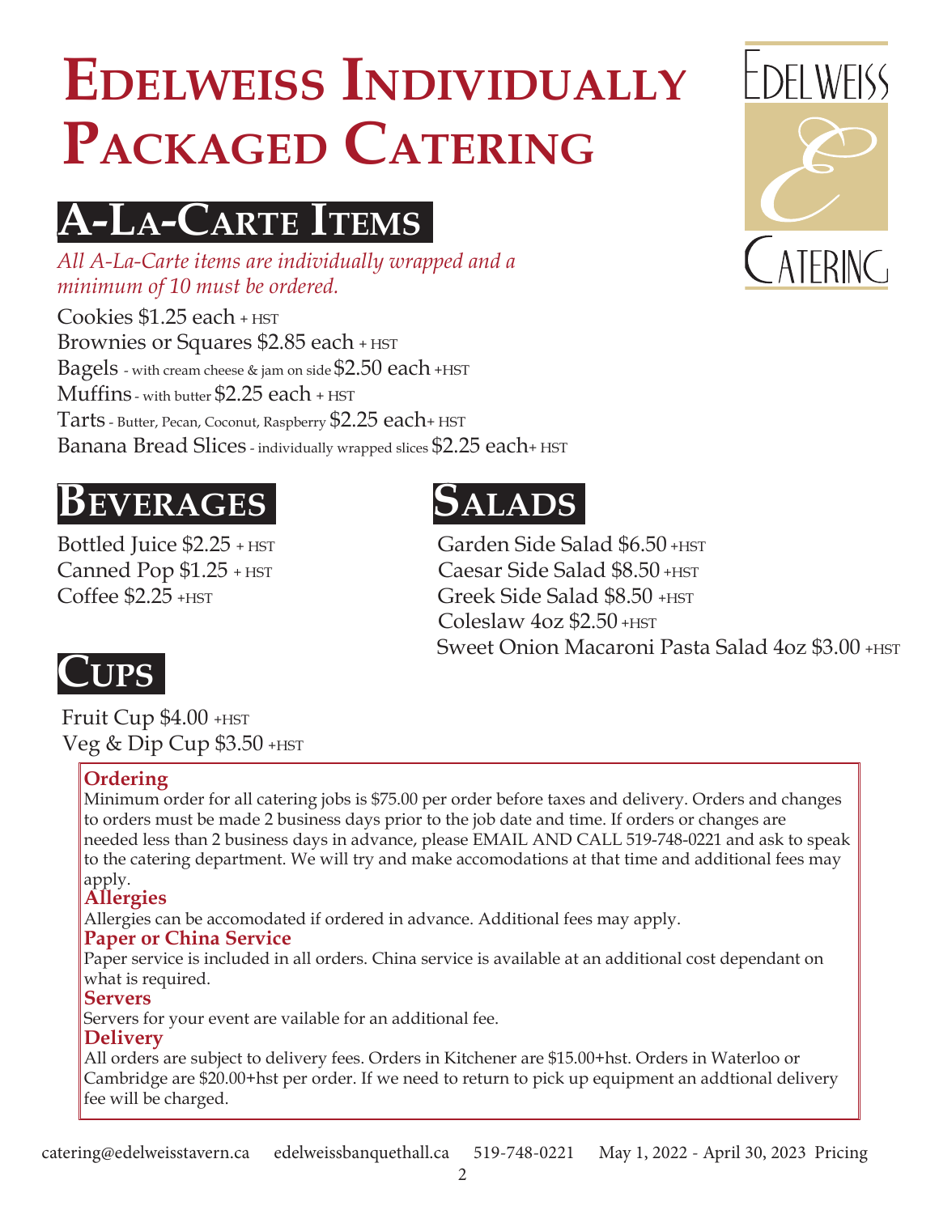# Edelweiss Individually Packaged Catering

## A-La-Carte Items

*All A-La-Carte items are individually wrapped and a minimum of 10 must be ordered.*

Cookies $1.25 each + HST
Brownies or Squares $2.85 each + HST
Bagels - with cream cheese & jam on side $2.50 each +HST
Muffins - with butter $2.25 each + HST
Tarts - Butter, Pecan, Coconut, Raspberry $2.25 each+ HST
Banana Bread Slices - individually wrapped slices $2.25 each+ HST

## Beverages

Bottled Juice $2.25 + HST
Canned Pop $1.25 + HST
Coffee $2.25 +HST

## Salads

Garden Side Salad $6.50 +HST
Caesar Side Salad $8.50 +HST
Greek Side Salad $8.50 +HST
Coleslaw 4oz $2.50 +HST
Sweet Onion Macaroni Pasta Salad 4oz $3.00 +HST

## Cups

Fruit Cup $4.00 +HST
Veg & Dip Cup $3.50 +HST

### Ordering

Minimum order for all catering jobs is $75.00 per order before taxes and delivery. Orders and changes to orders must be made 2 business days prior to the job date and time. If orders or changes are needed less than 2 business days in advance, please EMAIL AND CALL 519-748-0221 and ask to speak to the catering department. We will try and make accomodations at that time and additional fees may apply.

### Allergies

Allergies can be accomodated if ordered in advance. Additional fees may apply.

### Paper or China Service

Paper service is included in all orders. China service is available at an additional cost dependant on what is required.

### Servers

Servers for your event are vailable for an additional fee.

### Delivery

All orders are subject to delivery fees. Orders in Kitchener are $15.00+hst. Orders in Waterloo or Cambridge are $20.00+hst per order. If we need to return to pick up equipment an addtional delivery fee will be charged.

catering@edelweisstavern.ca edelweissbanquethall.ca 519-748-0221 May 1, 2022 - April 30, 2023 Pricing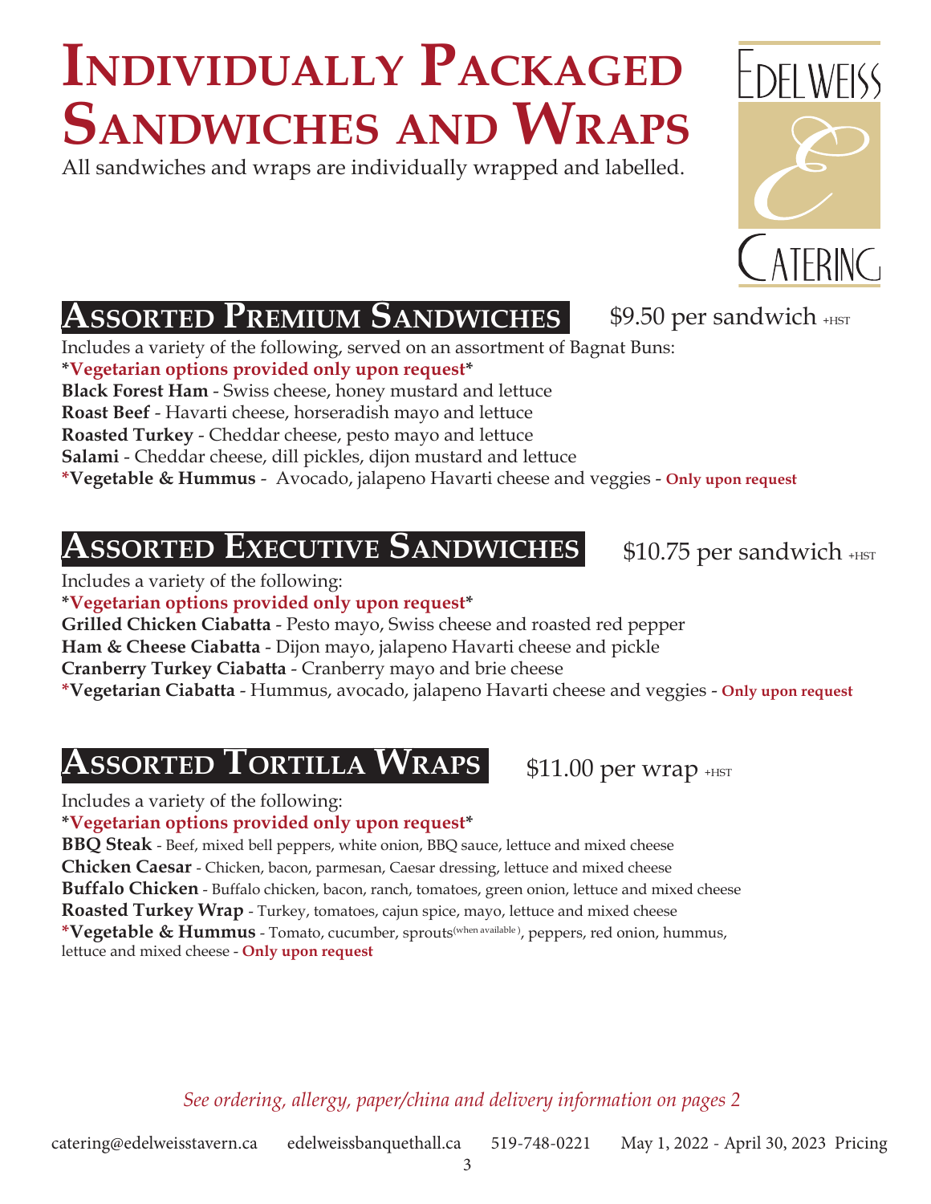# Individually Packaged Sandwiches and Wraps

All sandwiches and wraps are individually wrapped and labelled.

Edelweiss Catering

## Assorted Premium Sandwiches

$9.50 per sandwich +HST

Includes a variety of the following, served on an assortment of Bagnat Buns:

***Vegetarian options provided only upon request***

**Black Forest Ham** - Swiss cheese, honey mustard and lettuce

**Roast Beef** - Havarti cheese, horseradish mayo and lettuce

**Roasted Turkey** - Cheddar cheese, pesto mayo and lettuce

**Salami** - Cheddar cheese, dill pickles, dijon mustard and lettuce

***Vegetable & Hummus** - Avocado, jalapeno Havarti cheese and veggies - **Only upon request**

## Assorted Executive Sandwiches

$10.75 per sandwich +HST

Includes a variety of the following:

***Vegetarian options provided only upon request***

**Grilled Chicken Ciabatta** - Pesto mayo, Swiss cheese and roasted red pepper

**Ham & Cheese Ciabatta** - Dijon mayo, jalapeno Havarti cheese and pickle

**Cranberry Turkey Ciabatta** - Cranberry mayo and brie cheese

***Vegetarian Ciabatta** - Hummus, avocado, jalapeno Havarti cheese and veggies - **Only upon request**

## Assorted Tortilla Wraps

$11.00 per wrap +HST

Includes a variety of the following:

***Vegetarian options provided only upon request***

**BBQ Steak** - Beef, mixed bell peppers, white onion, BBQ sauce, lettuce and mixed cheese

**Chicken Caesar** - Chicken, bacon, parmesan, Caesar dressing, lettuce and mixed cheese

**Buffalo Chicken** - Buffalo chicken, bacon, ranch, tomatoes, green onion, lettuce and mixed cheese

**Roasted Turkey Wrap** - Turkey, tomatoes, cajun spice, mayo, lettuce and mixed cheese

***Vegetable & Hummus** - Tomato, cucumber, sprouts(when available), peppers, red onion, hummus, lettuce and mixed cheese - **Only upon request**

*See ordering, allergy, paper/china and delivery information on pages 2*

catering@edelweisstavern.ca edelweissbanquethall.ca 519-748-0221 May 1, 2022 - April 30, 2023 Pricing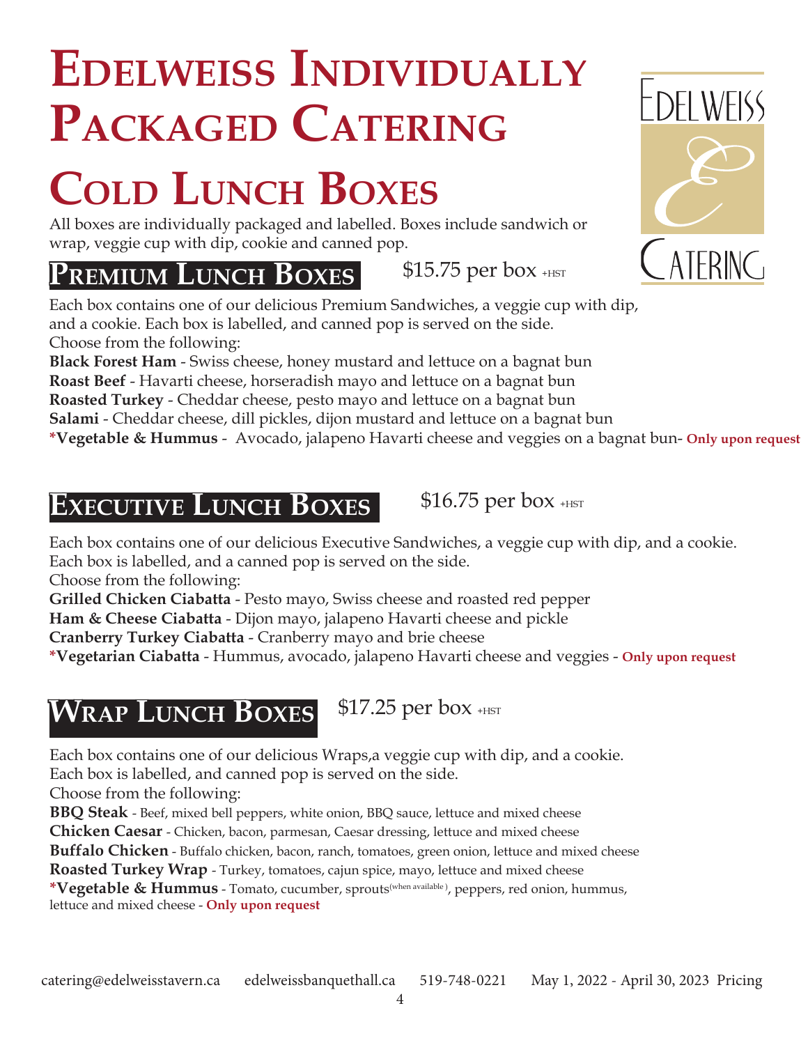# Edelweiss Individually Packaged Catering

# Cold Lunch Boxes

All boxes are individually packaged and labelled. Boxes include sandwich or wrap, veggie cup with dip, cookie and canned pop.

## Premium Lunch Boxes

$15.75 per box +HST

Each box contains one of our delicious Premium Sandwiches, a veggie cup with dip, and a cookie. Each box is labelled, and canned pop is served on the side.
Choose from the following:

**Black Forest Ham** - Swiss cheese, honey mustard and lettuce on a bagnat bun
**Roast Beef** - Havarti cheese, horseradish mayo and lettuce on a bagnat bun
**Roasted Turkey** - Cheddar cheese, pesto mayo and lettuce on a bagnat bun
**Salami** - Cheddar cheese, dill pickles, dijon mustard and lettuce on a bagnat bun
***Vegetable & Hummus** - Avocado, jalapeno Havarti cheese and veggies on a bagnat bun- **Only upon request**

## Executive Lunch Boxes

$16.75 per box +HST

Each box contains one of our delicious Executive Sandwiches, a veggie cup with dip, and a cookie. Each box is labelled, and a canned pop is served on the side.
Choose from the following:

**Grilled Chicken Ciabatta** - Pesto mayo, Swiss cheese and roasted red pepper
**Ham & Cheese Ciabatta** - Dijon mayo, jalapeno Havarti cheese and pickle
**Cranberry Turkey Ciabatta** - Cranberry mayo and brie cheese
***Vegetarian Ciabatta** - Hummus, avocado, jalapeno Havarti cheese and veggies - **Only upon request**

## Wrap Lunch Boxes

$17.25 per box +HST

Each box contains one of our delicious Wraps,a veggie cup with dip, and a cookie. Each box is labelled, and canned pop is served on the side.
Choose from the following:

**BBQ Steak** - Beef, mixed bell peppers, white onion, BBQ sauce, lettuce and mixed cheese
**Chicken Caesar** - Chicken, bacon, parmesan, Caesar dressing, lettuce and mixed cheese
**Buffalo Chicken** - Buffalo chicken, bacon, ranch, tomatoes, green onion, lettuce and mixed cheese
**Roasted Turkey Wrap** - Turkey, tomatoes, cajun spice, mayo, lettuce and mixed cheese
***Vegetable & Hummus** - Tomato, cucumber, sprouts(when available), peppers, red onion, hummus, lettuce and mixed cheese - **Only upon request**

catering@edelweisstavern.ca edelweissbanquethall.ca 519-748-0221 May 1, 2022 - April 30, 2023 Pricing